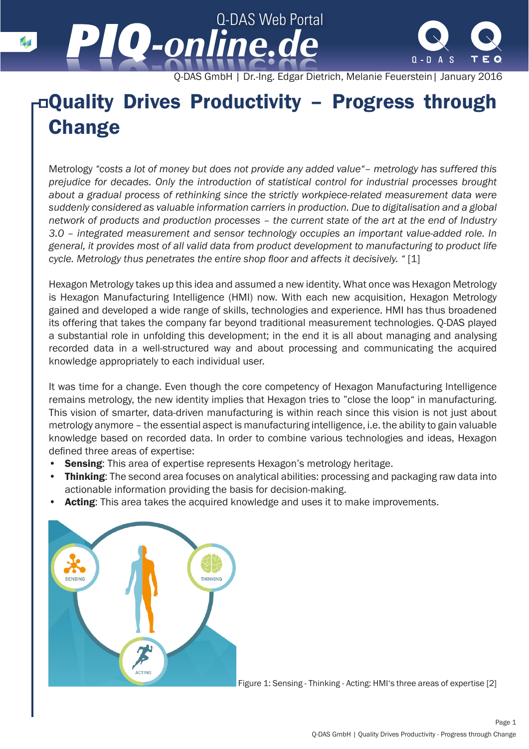Q-DAS GmbH | Dr.-Ing. Edgar Dietrich, Melanie Feuerstein| January 2016

# Quality Drives Productivity – Progress through Change

Metrology *"costs a lot of money but does not provide any added value"– metrology has suffered this prejudice for decades. Only the introduction of statistical control for industrial processes brought about a gradual process of rethinking since the strictly workpiece-related measurement data were suddenly considered as valuable information carriers in production. Due to digitalisation and a global network of products and production processes – the current state of the art at the end of Industry 3.0 – integrated measurement and sensor technology occupies an important value-added role. In general, it provides most of all valid data from product development to manufacturing to product life cycle. Metrology thus penetrates the entire shop floor and affects it decisively. "* [1]

Hexagon Metrology takes up this idea and assumed a new identity. What once was Hexagon Metrology is Hexagon Manufacturing Intelligence (HMI) now. With each new acquisition, Hexagon Metrology gained and developed a wide range of skills, technologies and experience. HMI has thus broadened its offering that takes the company far beyond traditional measurement technologies. Q-DAS played a substantial role in unfolding this development; in the end it is all about managing and analysing recorded data in a well-structured way and about processing and communicating the acquired knowledge appropriately to each individual user.

It was time for a change. Even though the core competency of Hexagon Manufacturing Intelligence remains metrology, the new identity implies that Hexagon tries to "close the loop" in manufacturing. This vision of smarter, data-driven manufacturing is within reach since this vision is not just about metrology anymore – the essential aspect is manufacturing intelligence, i.e. the ability to gain valuable knowledge based on recorded data. In order to combine various technologies and ideas, Hexagon defined three areas of expertise:

- **Sensing**: This area of expertise represents Hexagon's metrology heritage.
- **Thinking**: The second area focuses on analytical abilities: processing and packaging raw data into actionable information providing the basis for decision-making.
- **Acting**: This area takes the acquired knowledge and uses it to make improvements.

Figure 1: Sensing - Thinking - Acting: HMI's three areas of expertise [2]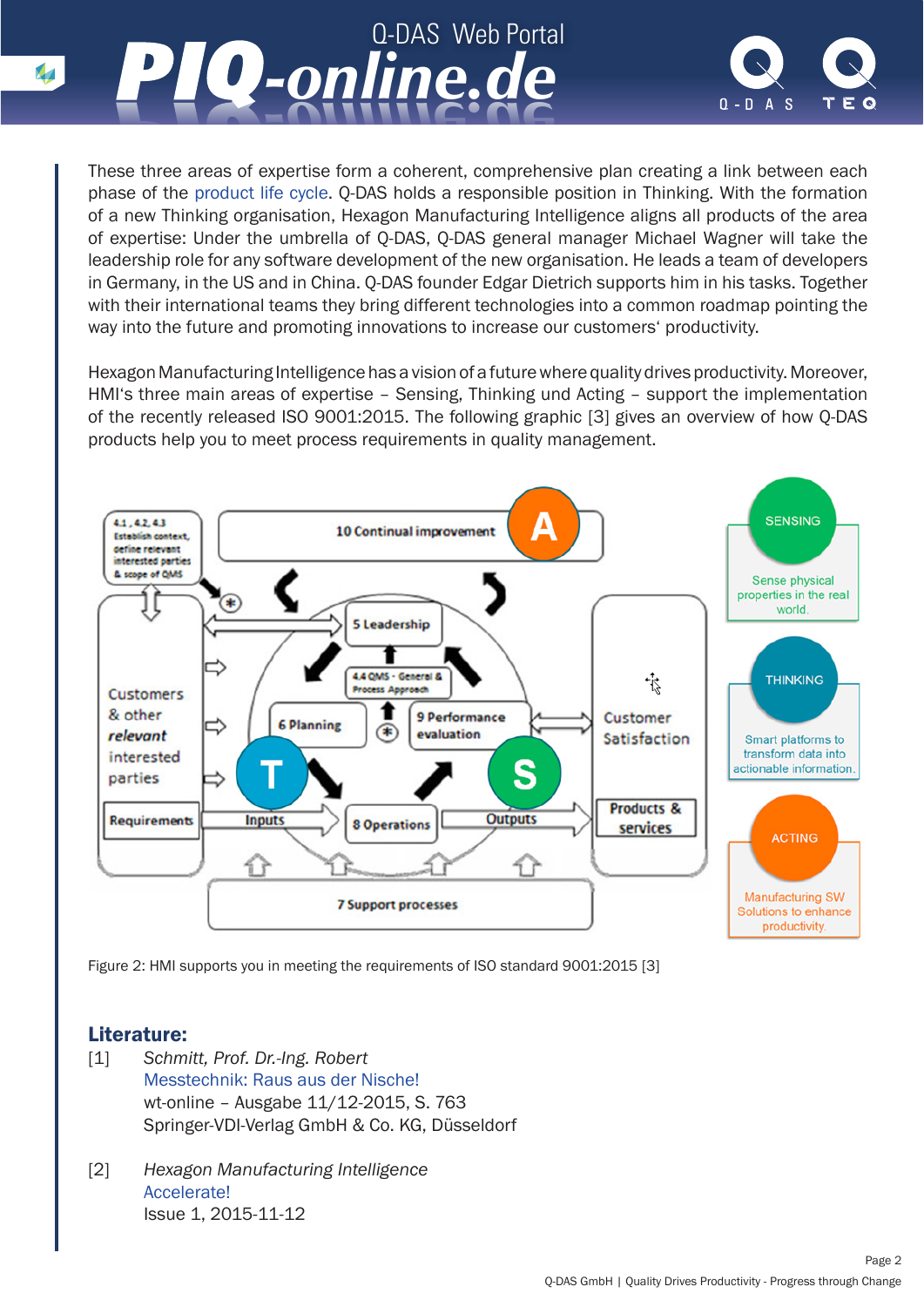These three areas of expertise form a coherent, comprehensive plan creating a link between each phase of the product life cycle. Q-DAS holds a responsible position in Thinking. With the formation of a new Thinking organisation, Hexagon Manufacturing Intelligence aligns all products of the area of expertise: Under the umbrella of Q-DAS, Q-DAS general manager Michael Wagner will take the leadership role for any software development of the new organisation. He leads a team of developers in Germany, in the US and in China. Q-DAS founder Edgar Dietrich supports him in his tasks. Together with their international teams they bring different technologies into a common roadmap pointing the way into the future and promoting innovations to increase our customers' productivity.

Hexagon Manufacturing Intelligence has a vision of a future where quality drives productivity. Moreover, HMI's three main areas of expertise – Sensing, Thinking und Acting – support the implementation of the recently released ISO 9001:2015. The following graphic [3] gives an overview of how Q-DAS products help you to meet process requirements in quality management.

Figure 2: HMI supports you in meeting the requirements of ISO standard 9001:2015 [3]

## Literature:

[1] *Schmitt, Prof. Dr.-Ing. Robert*
Messtechnik: Raus aus der Nische!
wt-online – Ausgabe 11/12-2015, S. 763
Springer-VDI-Verlag GmbH & Co. KG, Düsseldorf

[2] *Hexagon Manufacturing Intelligence*
Accelerate!
Issue 1, 2015-11-12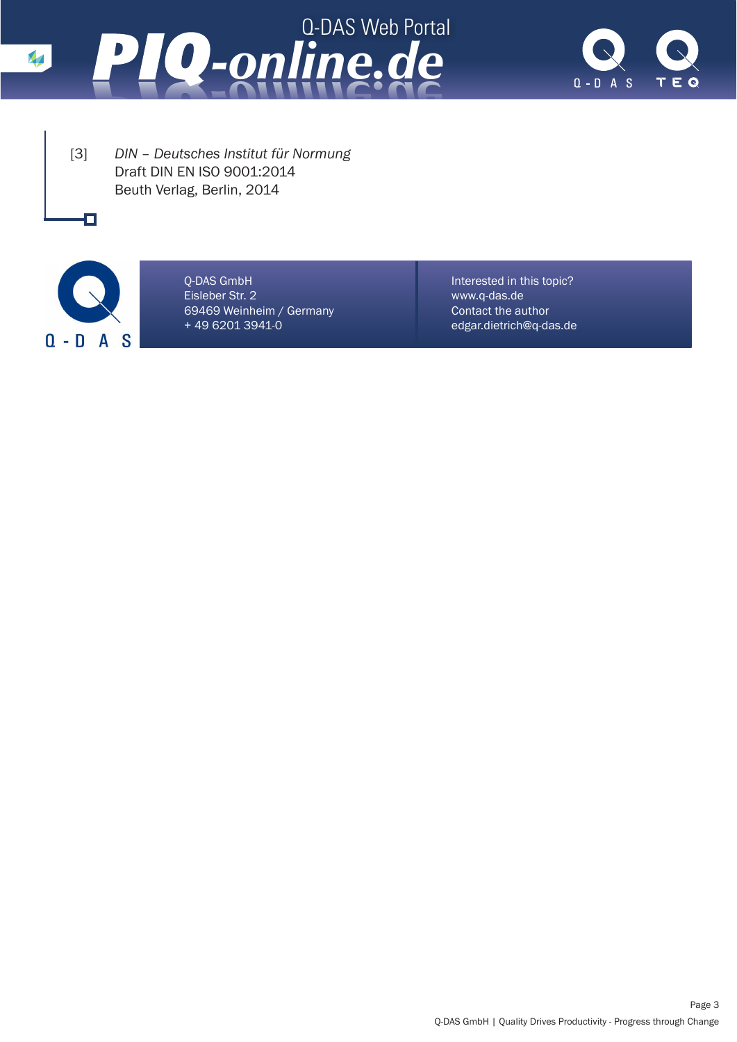[3] *DIN – Deutsches Institut für Normung*
Draft DIN EN ISO 9001:2014
Beuth Verlag, Berlin, 2014

Q-DAS GmbH
Eisleber Str. 2
69469 Weinheim / Germany
+ 49 6201 3941-0

Interested in this topic?
www.q-das.de
Contact the author
edgar.dietrich@q-das.de